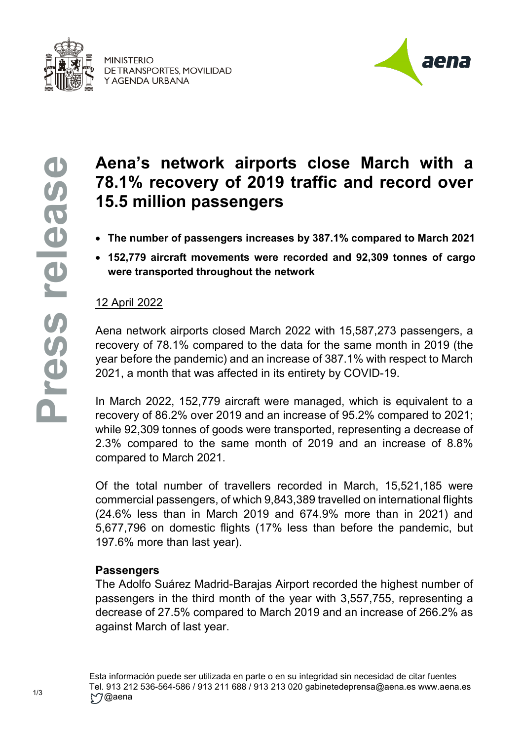# Aena's network airports close March with a 78.1% recovery of 2019 traffic and record over 15.5 million passengers

- **The number of passengers increases by 387.1% compared to March 2021**
- **152,779 aircraft movements were recorded and 92,309 tonnes of cargo were transported throughout the network**

12 April 2022

Aena network airports closed March 2022 with 15,587,273 passengers, a recovery of 78.1% compared to the data for the same month in 2019 (the year before the pandemic) and an increase of 387.1% with respect to March 2021, a month that was affected in its entirety by COVID-19.

In March 2022, 152,779 aircraft were managed, which is equivalent to a recovery of 86.2% over 2019 and an increase of 95.2% compared to 2021; while 92,309 tonnes of goods were transported, representing a decrease of 2.3% compared to the same month of 2019 and an increase of 8.8% compared to March 2021.

Of the total number of travellers recorded in March, 15,521,185 were commercial passengers, of which 9,843,389 travelled on international flights (24.6% less than in March 2019 and 674.9% more than in 2021) and 5,677,796 on domestic flights (17% less than before the pandemic, but 197.6% more than last year).

**Passengers**

The Adolfo Suárez Madrid-Barajas Airport recorded the highest number of passengers in the third month of the year with 3,557,755, representing a decrease of 27.5% compared to March 2019 and an increase of 266.2% as against March of last year.

Esta información puede ser utilizada en parte o en su integridad sin necesidad de citar fuentes
Tel. 913 212 536-564-586 / 913 211 688 / 913 213 020 gabinetedeprensa@aena.es www.aena.es
@aena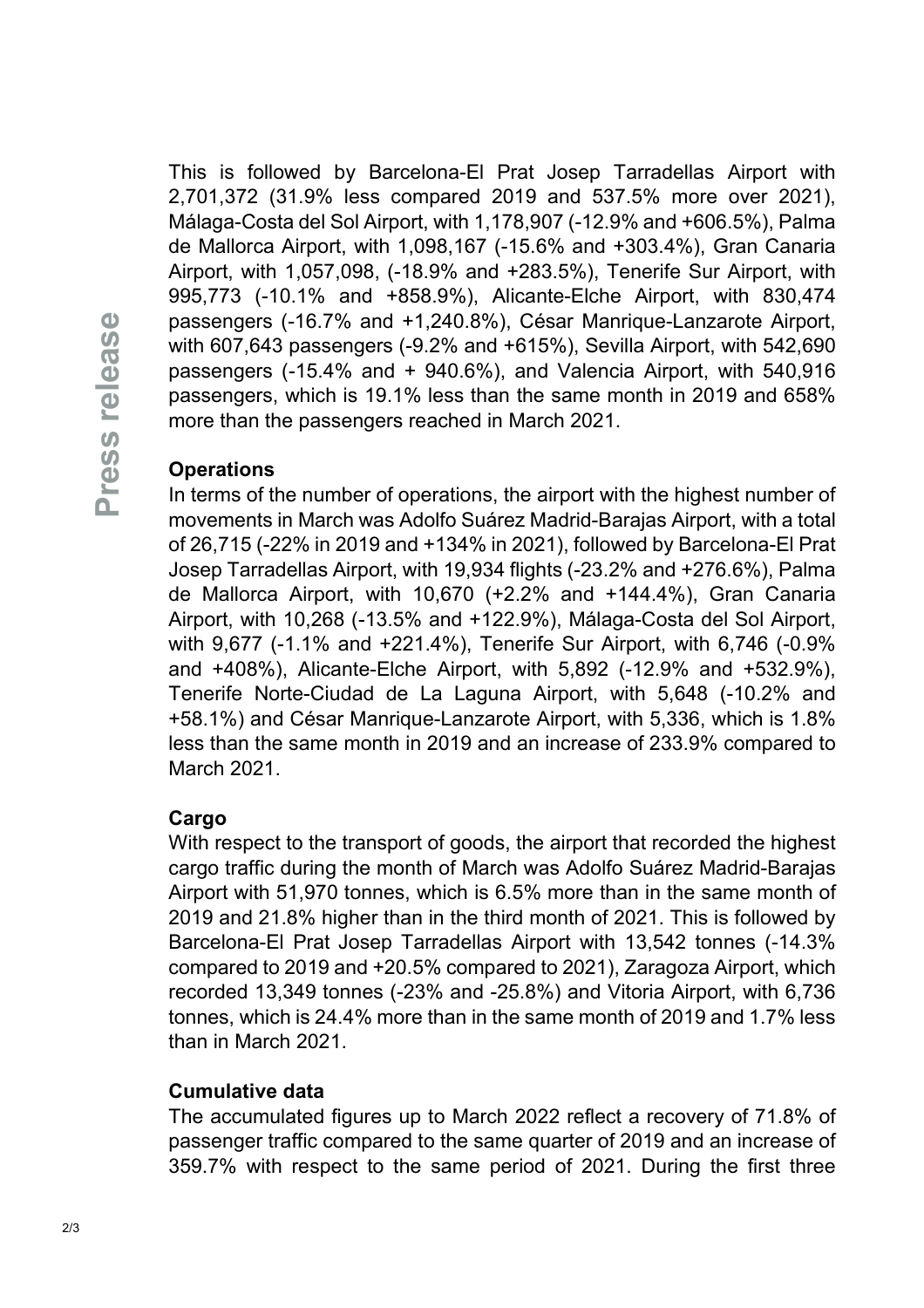This is followed by Barcelona-El Prat Josep Tarradellas Airport with 2,701,372 (31.9% less compared 2019 and 537.5% more over 2021), Málaga-Costa del Sol Airport, with 1,178,907 (-12.9% and +606.5%), Palma de Mallorca Airport, with 1,098,167 (-15.6% and +303.4%), Gran Canaria Airport, with 1,057,098, (-18.9% and +283.5%), Tenerife Sur Airport, with 995,773 (-10.1% and +858.9%), Alicante-Elche Airport, with 830,474 passengers (-16.7% and +1,240.8%), César Manrique-Lanzarote Airport, with 607,643 passengers (-9.2% and +615%), Sevilla Airport, with 542,690 passengers (-15.4% and + 940.6%), and Valencia Airport, with 540,916 passengers, which is 19.1% less than the same month in 2019 and 658% more than the passengers reached in March 2021.

**Operations**

In terms of the number of operations, the airport with the highest number of movements in March was Adolfo Suárez Madrid-Barajas Airport, with a total of 26,715 (-22% in 2019 and +134% in 2021), followed by Barcelona-El Prat Josep Tarradellas Airport, with 19,934 flights (-23.2% and +276.6%), Palma de Mallorca Airport, with 10,670 (+2.2% and +144.4%), Gran Canaria Airport, with 10,268 (-13.5% and +122.9%), Málaga-Costa del Sol Airport, with 9,677 (-1.1% and +221.4%), Tenerife Sur Airport, with 6,746 (-0.9% and +408%), Alicante-Elche Airport, with 5,892 (-12.9% and +532.9%), Tenerife Norte-Ciudad de La Laguna Airport, with 5,648 (-10.2% and +58.1%) and César Manrique-Lanzarote Airport, with 5,336, which is 1.8% less than the same month in 2019 and an increase of 233.9% compared to March 2021.

**Cargo**

With respect to the transport of goods, the airport that recorded the highest cargo traffic during the month of March was Adolfo Suárez Madrid-Barajas Airport with 51,970 tonnes, which is 6.5% more than in the same month of 2019 and 21.8% higher than in the third month of 2021. This is followed by Barcelona-El Prat Josep Tarradellas Airport with 13,542 tonnes (-14.3% compared to 2019 and +20.5% compared to 2021), Zaragoza Airport, which recorded 13,349 tonnes (-23% and -25.8%) and Vitoria Airport, with 6,736 tonnes, which is 24.4% more than in the same month of 2019 and 1.7% less than in March 2021.

**Cumulative data**

The accumulated figures up to March 2022 reflect a recovery of 71.8% of passenger traffic compared to the same quarter of 2019 and an increase of 359.7% with respect to the same period of 2021. During the first three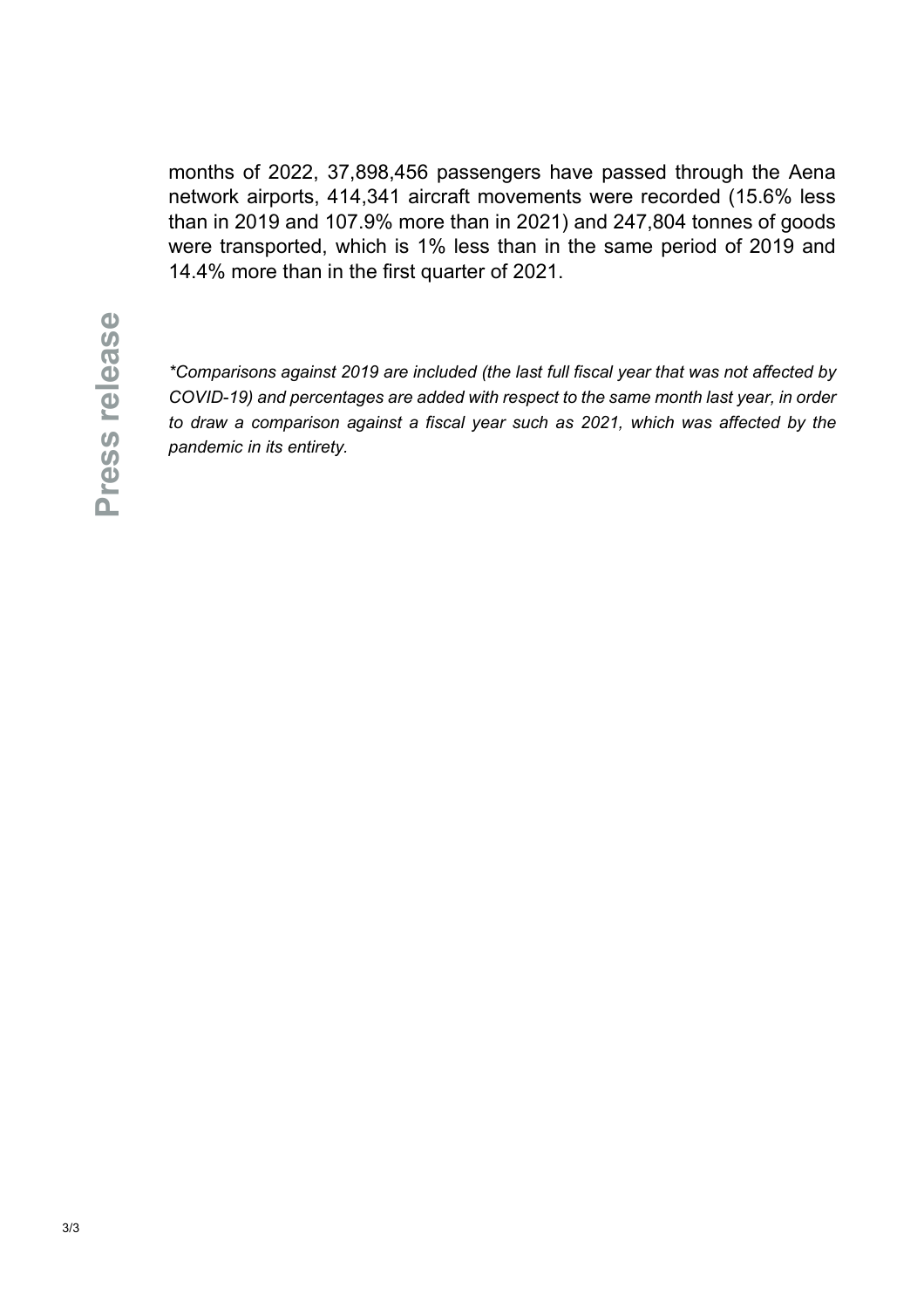months of 2022, 37,898,456 passengers have passed through the Aena network airports, 414,341 aircraft movements were recorded (15.6% less than in 2019 and 107.9% more than in 2021) and 247,804 tonnes of goods were transported, which is 1% less than in the same period of 2019 and 14.4% more than in the first quarter of 2021.

*\*Comparisons against 2019 are included (the last full fiscal year that was not affected by COVID-19) and percentages are added with respect to the same month last year, in order to draw a comparison against a fiscal year such as 2021, which was affected by the pandemic in its entirety.*